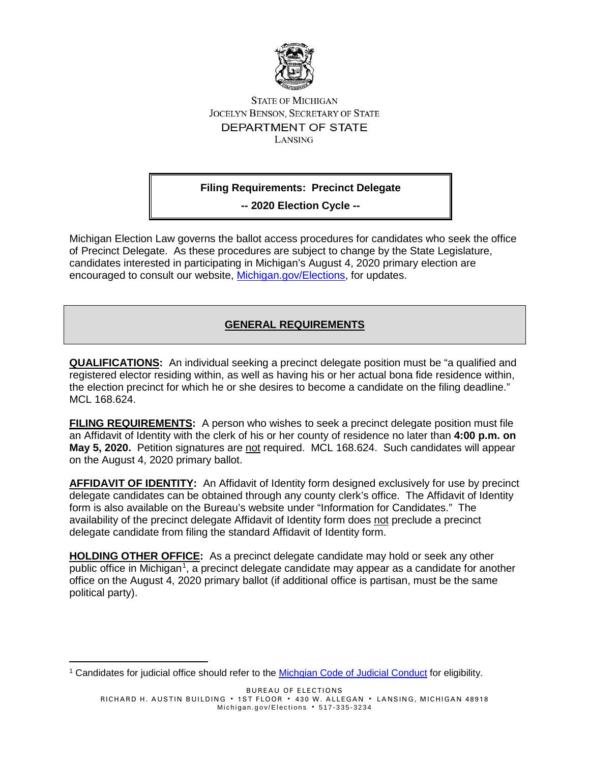STATE OF MICHIGAN
JOCELYN BENSON, SECRETARY OF STATE
DEPARTMENT OF STATE
LANSING

# Filing Requirements: Precinct Delegate

## -- 2020 Election Cycle --

Michigan Election Law governs the ballot access procedures for candidates who seek the office of Precinct Delegate. As these procedures are subject to change by the State Legislature, candidates interested in participating in Michigan's August 4, 2020 primary election are encouraged to consult our website, [Michigan.gov/Elections](Michigan.gov/Elections), for updates.

## GENERAL REQUIREMENTS

**QUALIFICATIONS:** An individual seeking a precinct delegate position must be "a qualified and registered elector residing within, as well as having his or her actual bona fide residence within, the election precinct for which he or she desires to become a candidate on the filing deadline." MCL 168.624.

**FILING REQUIREMENTS:** A person who wishes to seek a precinct delegate position must file an Affidavit of Identity with the clerk of his or her county of residence no later than **4:00 p.m. on May 5, 2020.** Petition signatures are not required. MCL 168.624. Such candidates will appear on the August 4, 2020 primary ballot.

**AFFIDAVIT OF IDENTITY:** An Affidavit of Identity form designed exclusively for use by precinct delegate candidates can be obtained through any county clerk's office. The Affidavit of Identity form is also available on the Bureau's website under "Information for Candidates." The availability of the precinct delegate Affidavit of Identity form does not preclude a precinct delegate candidate from filing the standard Affidavit of Identity form.

**HOLDING OTHER OFFICE:** As a precinct delegate candidate may hold or seek any other public office in Michigan[1], a precinct delegate candidate may appear as a candidate for another office on the August 4, 2020 primary ballot (if additional office is partisan, must be the same political party).

[1] Candidates for judicial office should refer to the Michgian Code of Judicial Conduct for eligibility.

BUREAU OF ELECTIONS
RICHARD H. AUSTIN BUILDING • 1ST FLOOR • 430 W. ALLEGAN • LANSING, MICHIGAN 48918
Michigan.gov/Elections • 517-335-3234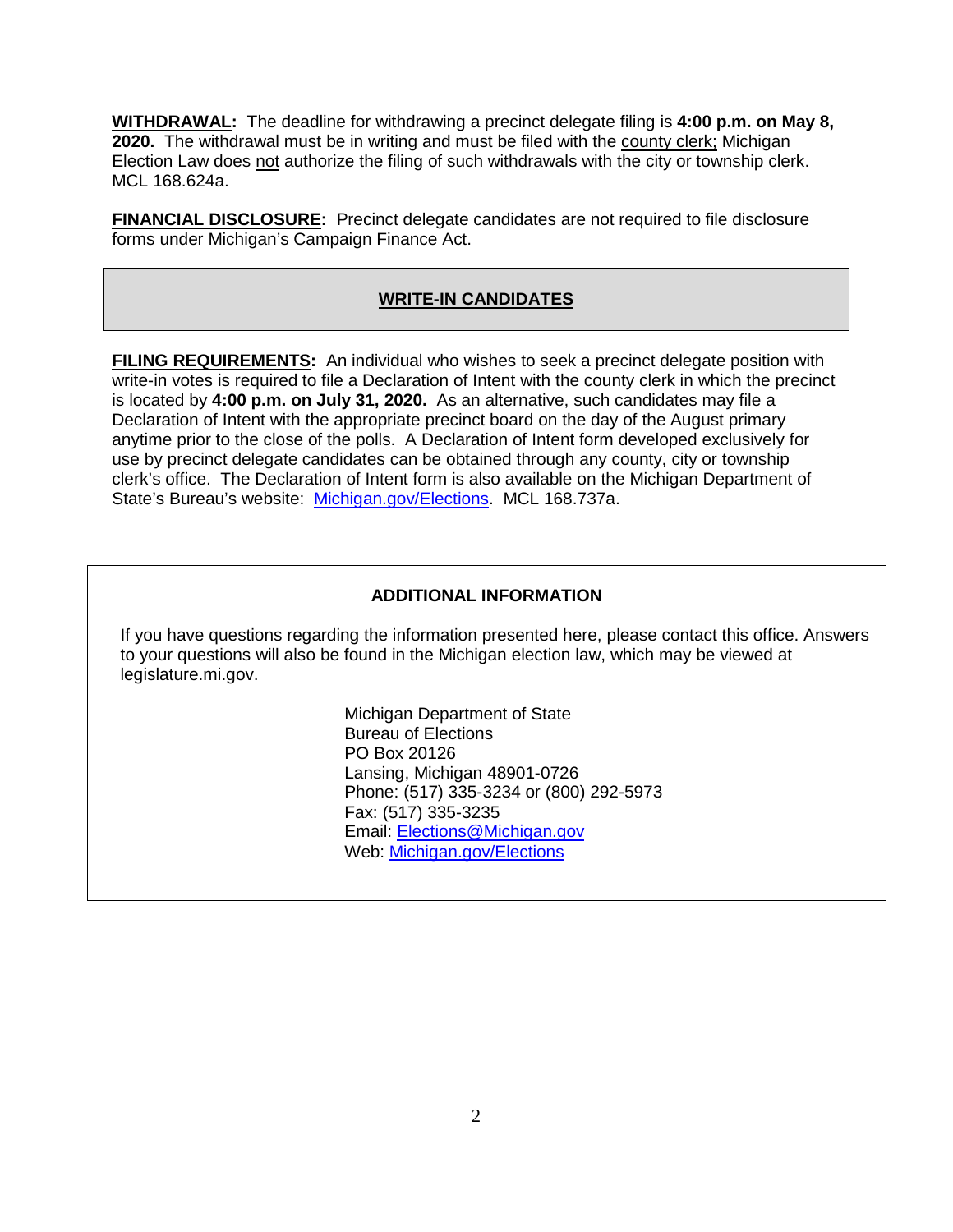**WITHDRAWAL:** The deadline for withdrawing a precinct delegate filing is **4:00 p.m. on May 8, 2020.** The withdrawal must be in writing and must be filed with the county clerk; Michigan Election Law does not authorize the filing of such withdrawals with the city or township clerk. MCL 168.624a.

**FINANCIAL DISCLOSURE:** Precinct delegate candidates are not required to file disclosure forms under Michigan's Campaign Finance Act.

## WRITE-IN CANDIDATES

**FILING REQUIREMENTS:** An individual who wishes to seek a precinct delegate position with write-in votes is required to file a Declaration of Intent with the county clerk in which the precinct is located by **4:00 p.m. on July 31, 2020.** As an alternative, such candidates may file a Declaration of Intent with the appropriate precinct board on the day of the August primary anytime prior to the close of the polls. A Declaration of Intent form developed exclusively for use by precinct delegate candidates can be obtained through any county, city or township clerk's office. The Declaration of Intent form is also available on the Michigan Department of State's Bureau's website: [Michigan.gov/Elections](http://Michigan.gov/Elections). MCL 168.737a.

## ADDITIONAL INFORMATION

If you have questions regarding the information presented here, please contact this office. Answers to your questions will also be found in the Michigan election law, which may be viewed at legislature.mi.gov.

Michigan Department of State
Bureau of Elections
PO Box 20126
Lansing, Michigan 48901-0726
Phone: (517) 335-3234 or (800) 292-5973
Fax: (517) 335-3235
Email: [Elections@Michigan.gov](mailto:Elections@Michigan.gov)
Web: [Michigan.gov/Elections](http://Michigan.gov/Elections)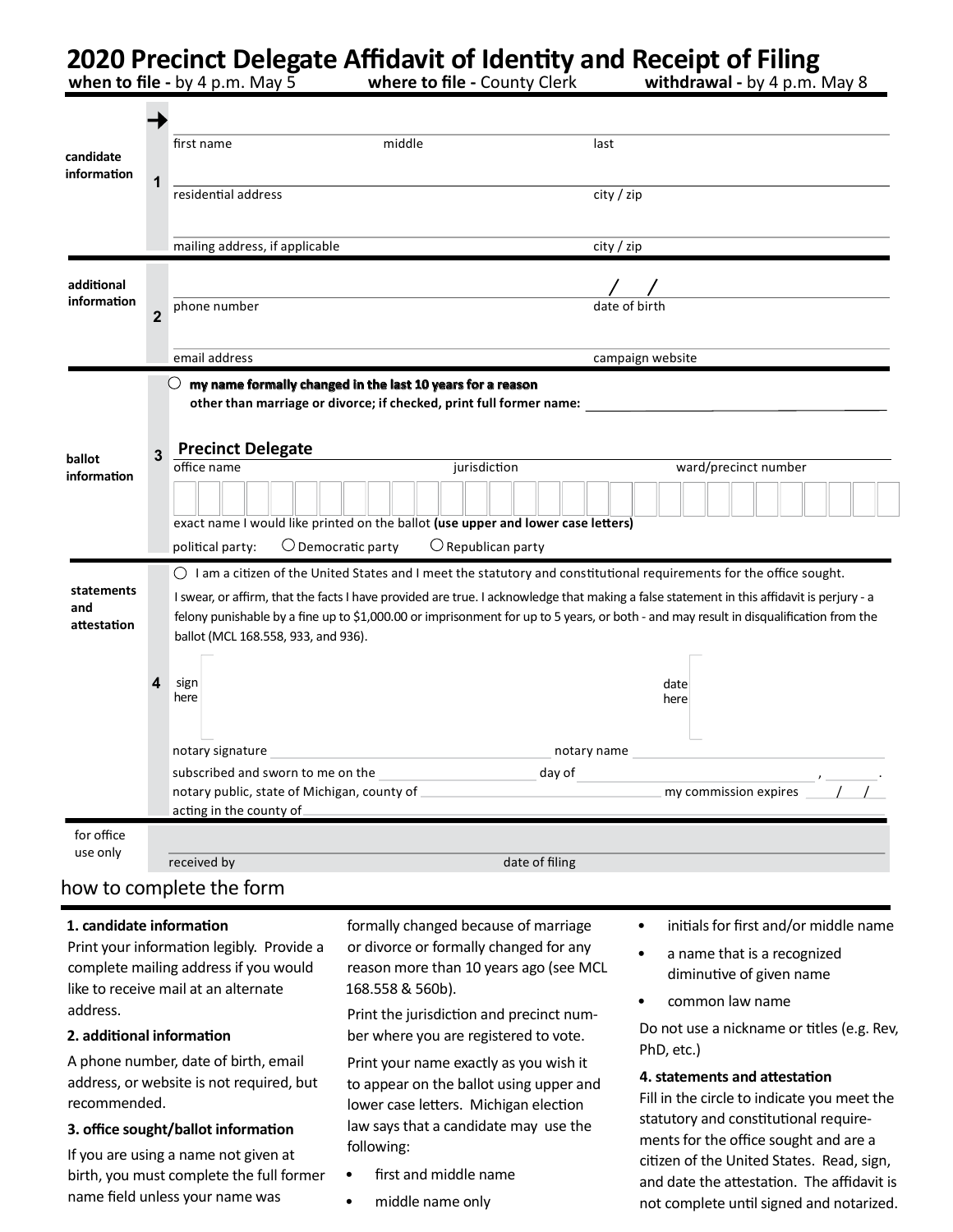# 2020 Precinct Delegate Affidavit of Identity and Receipt of Filing

**when to file -** by 4 p.m. May 5 **where to file -** County Clerk **withdrawal -** by 4 p.m. May 8

**candidate information** — 1

first name middle last

residential address city / zip

mailing address, if applicable city / zip

**additional information** — 2

phone number date of birth / /

email address campaign website

**ballot information** — 3

○ **my name formally changed in the last 10 years for a reason other than marriage or divorce; if checked, print full former name:**

**Precinct Delegate**
office name jurisdiction ward/precinct number

exact name I would like printed on the ballot **(use upper and lower case letters)**

political party: ○ Democratic party ○ Republican party

**statements and attestation** — 4

○ I am a citizen of the United States and I meet the statutory and constitutional requirements for the office sought.

I swear, or affirm, that the facts I have provided are true. I acknowledge that making a false statement in this affidavit is perjury - a felony punishable by a fine up to $1,000.00 or imprisonment for up to 5 years, or both - and may result in disqualification from the ballot (MCL 168.558, 933, and 936).

sign here date here

notary signature notary name

subscribed and sworn to me on the day of , .

notary public, state of Michigan, county of my commission expires / /

acting in the county of

for office use only

received by date of filing

## how to complete the form

**1. candidate information**

Print your information legibly. Provide a complete mailing address if you would like to receive mail at an alternate address.

**2. additional information**

A phone number, date of birth, email address, or website is not required, but recommended.

**3. office sought/ballot information**

If you are using a name not given at birth, you must complete the full former name field unless your name was formally changed because of marriage or divorce or formally changed for any reason more than 10 years ago (see MCL 168.558 & 560b).

Print the jurisdiction and precinct number where you are registered to vote.

Print your name exactly as you wish it to appear on the ballot using upper and lower case letters. Michigan election law says that a candidate may use the following:

- first and middle name
- middle name only
- initials for first and/or middle name
- a name that is a recognized diminutive of given name
- common law name

Do not use a nickname or titles (e.g. Rev, PhD, etc.)

**4. statements and attestation**

Fill in the circle to indicate you meet the statutory and constitutional requirements for the office sought and are a citizen of the United States. Read, sign, and date the attestation. The affidavit is not complete until signed and notarized.